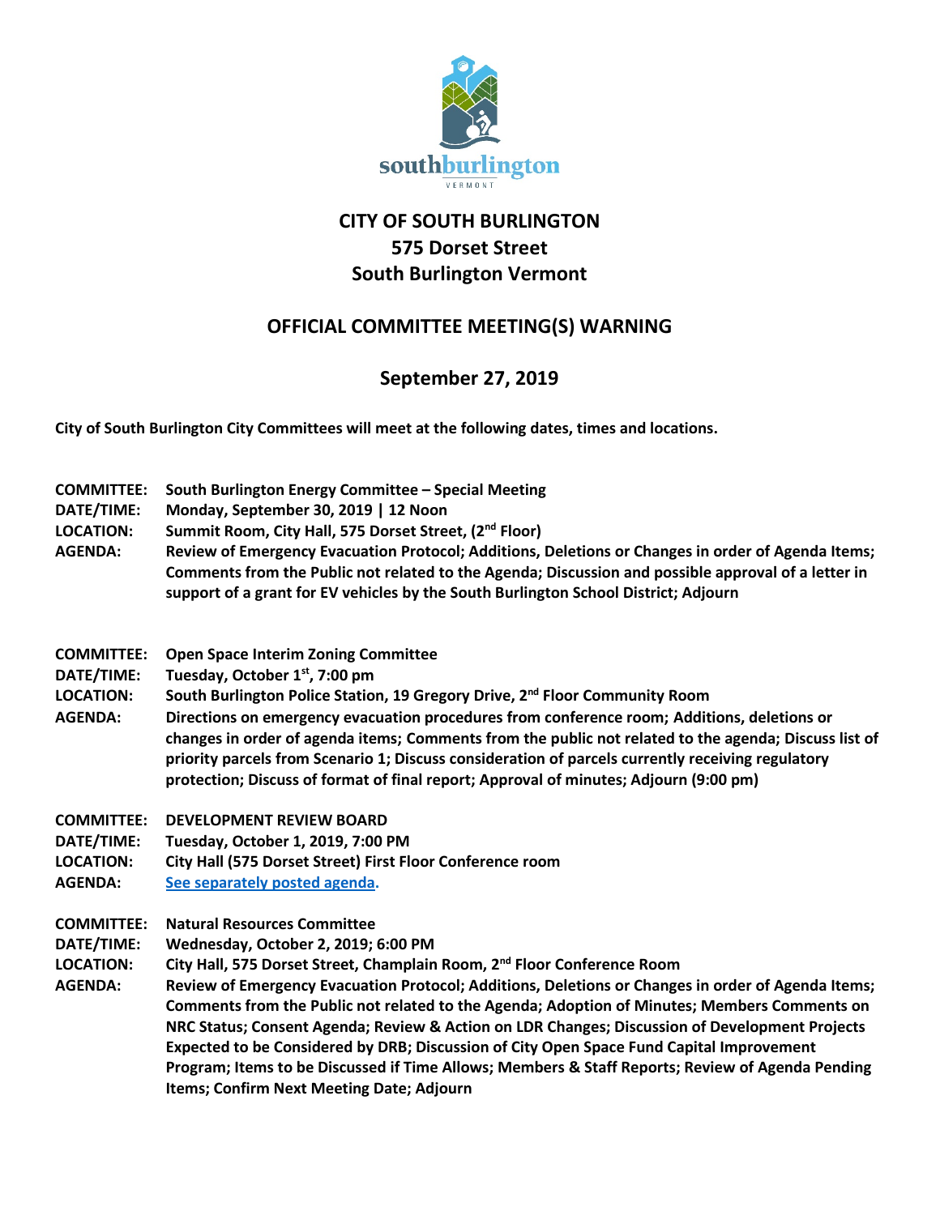# CITY OF SOUTH BURLINGTON
## 575 Dorset Street
## South Burlington Vermont

## OFFICIAL COMMITTEE MEETING(S) WARNING

## September 27, 2019

**City of South Burlington City Committees will meet at the following dates, times and locations.**

**COMMITTEE:** South Burlington Energy Committee – Special Meeting
**DATE/TIME:** Monday, September 30, 2019 | 12 Noon
**LOCATION:** Summit Room, City Hall, 575 Dorset Street, (2nd Floor)
**AGENDA:** Review of Emergency Evacuation Protocol; Additions, Deletions or Changes in order of Agenda Items; Comments from the Public not related to the Agenda; Discussion and possible approval of a letter in support of a grant for EV vehicles by the South Burlington School District; Adjourn

**COMMITTEE:** Open Space Interim Zoning Committee
**DATE/TIME:** Tuesday, October 1st, 7:00 pm
**LOCATION:** South Burlington Police Station, 19 Gregory Drive, 2nd Floor Community Room
**AGENDA:** Directions on emergency evacuation procedures from conference room; Additions, deletions or changes in order of agenda items; Comments from the public not related to the agenda; Discuss list of priority parcels from Scenario 1; Discuss consideration of parcels currently receiving regulatory protection; Discuss of format of final report; Approval of minutes; Adjourn (9:00 pm)

**COMMITTEE:** DEVELOPMENT REVIEW BOARD
**DATE/TIME:** Tuesday, October 1, 2019, 7:00 PM
**LOCATION:** City Hall (575 Dorset Street) First Floor Conference room
**AGENDA:** See separately posted agenda.

**COMMITTEE:** Natural Resources Committee
**DATE/TIME:** Wednesday, October 2, 2019; 6:00 PM
**LOCATION:** City Hall, 575 Dorset Street, Champlain Room, 2nd Floor Conference Room
**AGENDA:** Review of Emergency Evacuation Protocol; Additions, Deletions or Changes in order of Agenda Items; Comments from the Public not related to the Agenda; Adoption of Minutes; Members Comments on NRC Status; Consent Agenda; Review & Action on LDR Changes; Discussion of Development Projects Expected to be Considered by DRB; Discussion of City Open Space Fund Capital Improvement Program; Items to be Discussed if Time Allows; Members & Staff Reports; Review of Agenda Pending Items; Confirm Next Meeting Date; Adjourn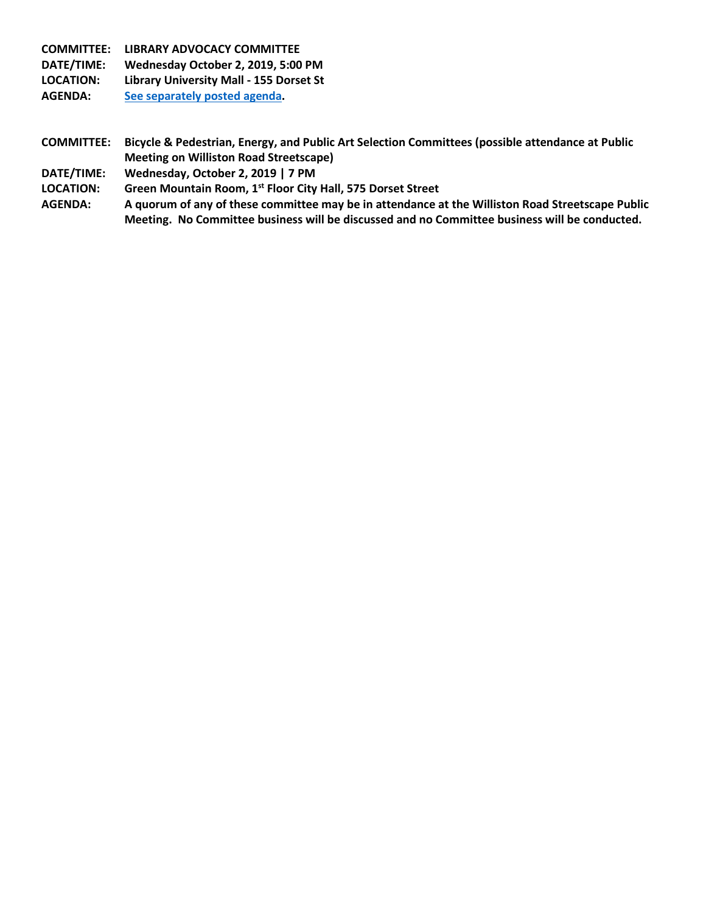**COMMITTEE:** **LIBRARY ADVOCACY COMMITTEE**
**DATE/TIME:** **Wednesday October 2, 2019, 5:00 PM**
**LOCATION:** **Library University Mall - 155 Dorset St**
**AGENDA:** **See separately posted agenda.**

**COMMITTEE:** **Bicycle & Pedestrian, Energy, and Public Art Selection Committees (possible attendance at Public Meeting on Williston Road Streetscape)**
**DATE/TIME:** **Wednesday, October 2, 2019 | 7 PM**
**LOCATION:** **Green Mountain Room, 1st Floor City Hall, 575 Dorset Street**
**AGENDA:** **A quorum of any of these committee may be in attendance at the Williston Road Streetscape Public Meeting. No Committee business will be discussed and no Committee business will be conducted.**